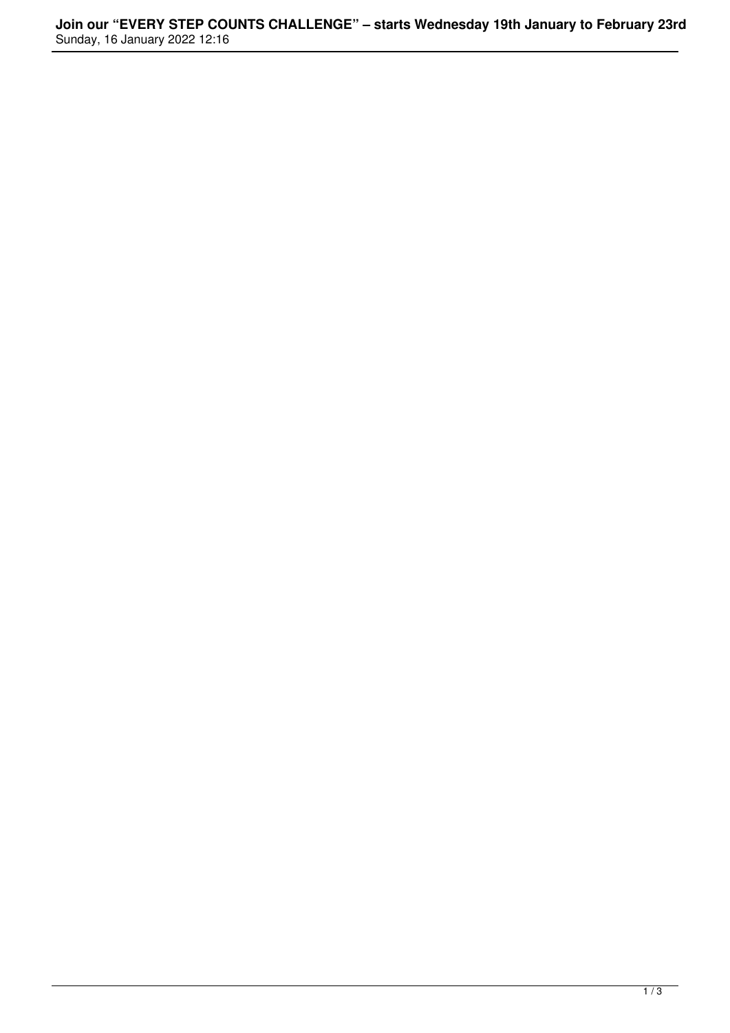# Join our "EVERY STEP COUNTS CHALLENGE" – starts Wednesday 19th January to February 23rd

Sunday, 16 January 2022 12:16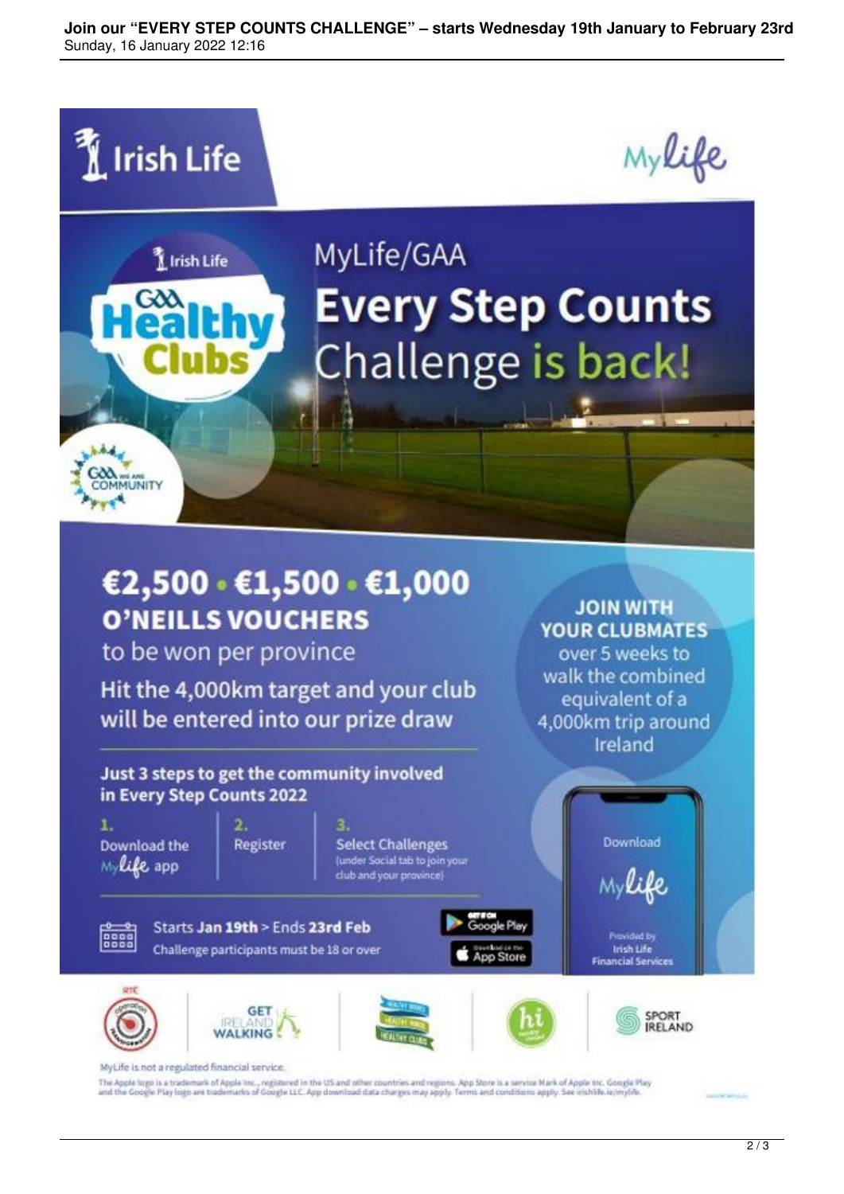Irish Life

MyLife

Irish Life GAA Healthy Clubs

GAA We Are Community

# MyLife/GAA Every Step Counts Challenge is back!

## €2,500 • €1,500 • €1,000 O'NEILLS VOUCHERS

to be won per province

Hit the 4,000km target and your club will be entered into our prize draw

**JOIN WITH YOUR CLUBMATES** over 5 weeks to walk the combined equivalent of a 4,000km trip around Ireland

**Just 3 steps to get the community involved in Every Step Counts 2022**

1. Download the MyLife app
2. Register
3. Select Challenges (under Social tab to join your club and your province)

Starts **Jan 19th** > Ends **23rd Feb**

Challenge participants must be 18 or over

GET IT ON Google Play

Download on the App Store

Download MyLife

Provided by Irish Life Financial Services

RTÉ Operation Transformation | GET IRELAND WALKING | Healthy Clubs | hi | SPORT IRELAND

MyLife is not a regulated financial service.

The Apple logo is a trademark of Apple Inc., registered in the US and other countries and regions. App Store is a service Mark of Apple Inc. Google Play and the Google Play logo are trademarks of Google LLC. App download data charges may apply. Terms and conditions apply. See irishlife.ie/mylife.